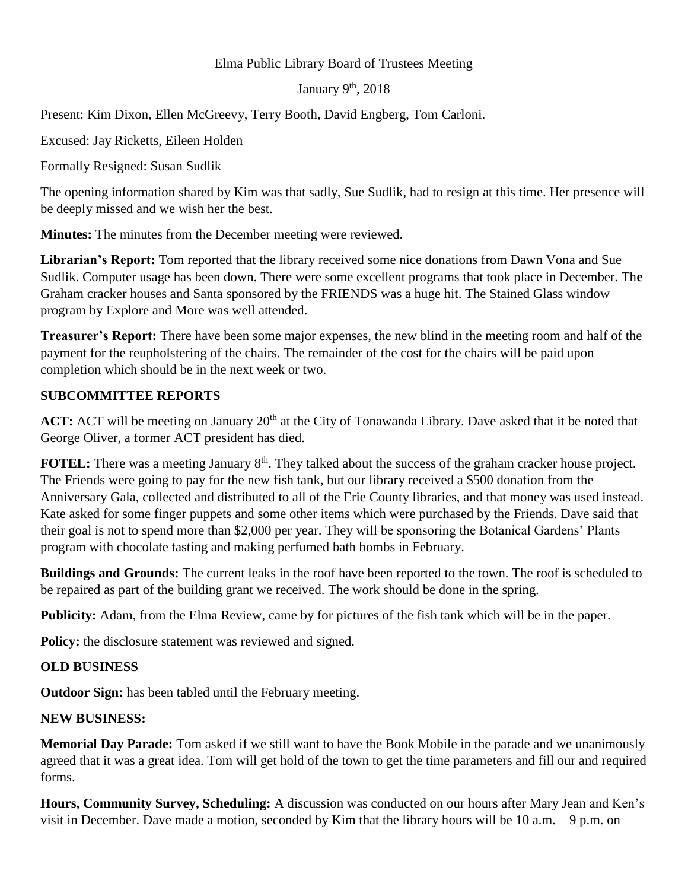Elma Public Library Board of Trustees Meeting

January 9th, 2018

Present: Kim Dixon, Ellen McGreevy, Terry Booth, David Engberg, Tom Carloni.

Excused: Jay Ricketts, Eileen Holden

Formally Resigned: Susan Sudlik

The opening information shared by Kim was that sadly, Sue Sudlik, had to resign at this time. Her presence will be deeply missed and we wish her the best.

**Minutes:** The minutes from the December meeting were reviewed.

**Librarian's Report:** Tom reported that the library received some nice donations from Dawn Vona and Sue Sudlik. Computer usage has been down. There were some excellent programs that took place in December. Th**e** Graham cracker houses and Santa sponsored by the FRIENDS was a huge hit. The Stained Glass window program by Explore and More was well attended.

**Treasurer's Report:** There have been some major expenses, the new blind in the meeting room and half of the payment for the reupholstering of the chairs. The remainder of the cost for the chairs will be paid upon completion which should be in the next week or two.

## SUBCOMMITTEE REPORTS

**ACT:** ACT will be meeting on January 20th at the City of Tonawanda Library. Dave asked that it be noted that George Oliver, a former ACT president has died.

**FOTEL:** There was a meeting January 8th. They talked about the success of the graham cracker house project. The Friends were going to pay for the new fish tank, but our library received a $500 donation from the Anniversary Gala, collected and distributed to all of the Erie County libraries, and that money was used instead. Kate asked for some finger puppets and some other items which were purchased by the Friends. Dave said that their goal is not to spend more than $2,000 per year. They will be sponsoring the Botanical Gardens' Plants program with chocolate tasting and making perfumed bath bombs in February.

**Buildings and Grounds:** The current leaks in the roof have been reported to the town. The roof is scheduled to be repaired as part of the building grant we received. The work should be done in the spring.

**Publicity:** Adam, from the Elma Review, came by for pictures of the fish tank which will be in the paper.

**Policy:** the disclosure statement was reviewed and signed.

## OLD BUSINESS

**Outdoor Sign:** has been tabled until the February meeting.

## NEW BUSINESS:

**Memorial Day Parade:** Tom asked if we still want to have the Book Mobile in the parade and we unanimously agreed that it was a great idea. Tom will get hold of the town to get the time parameters and fill our and required forms.

**Hours, Community Survey, Scheduling:** A discussion was conducted on our hours after Mary Jean and Ken's visit in December. Dave made a motion, seconded by Kim that the library hours will be 10 a.m. – 9 p.m. on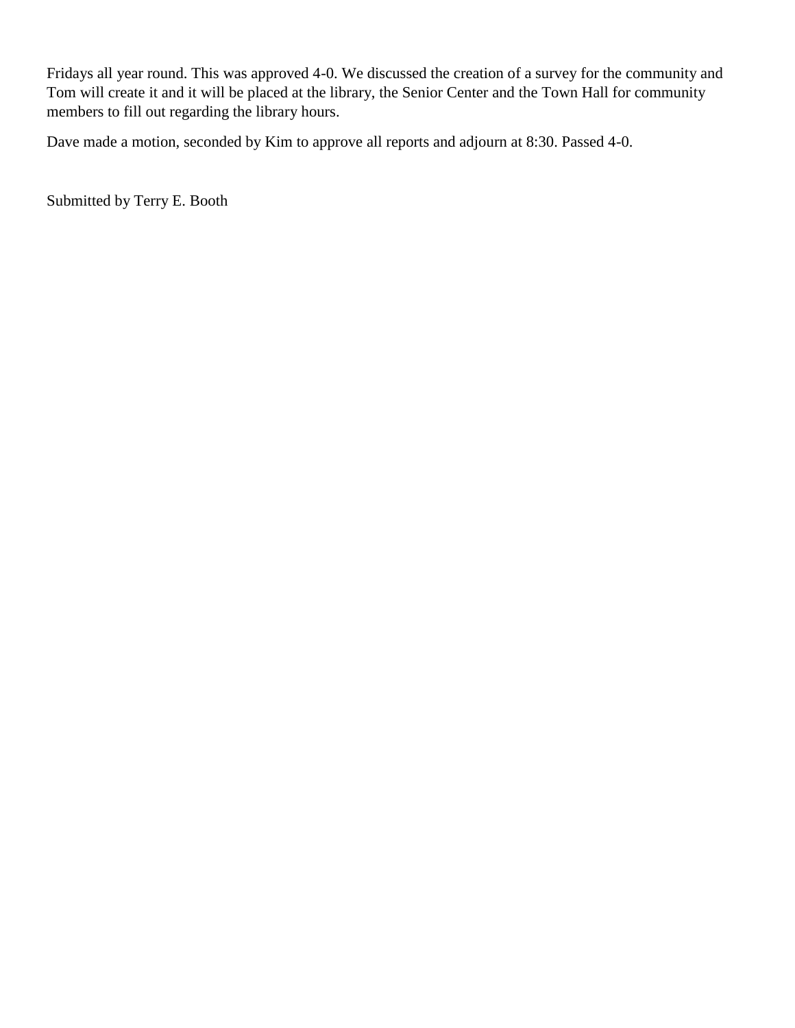Fridays all year round. This was approved 4-0. We discussed the creation of a survey for the community and Tom will create it and it will be placed at the library, the Senior Center and the Town Hall for community members to fill out regarding the library hours.

Dave made a motion, seconded by Kim to approve all reports and adjourn at 8:30. Passed 4-0.

Submitted by Terry E. Booth